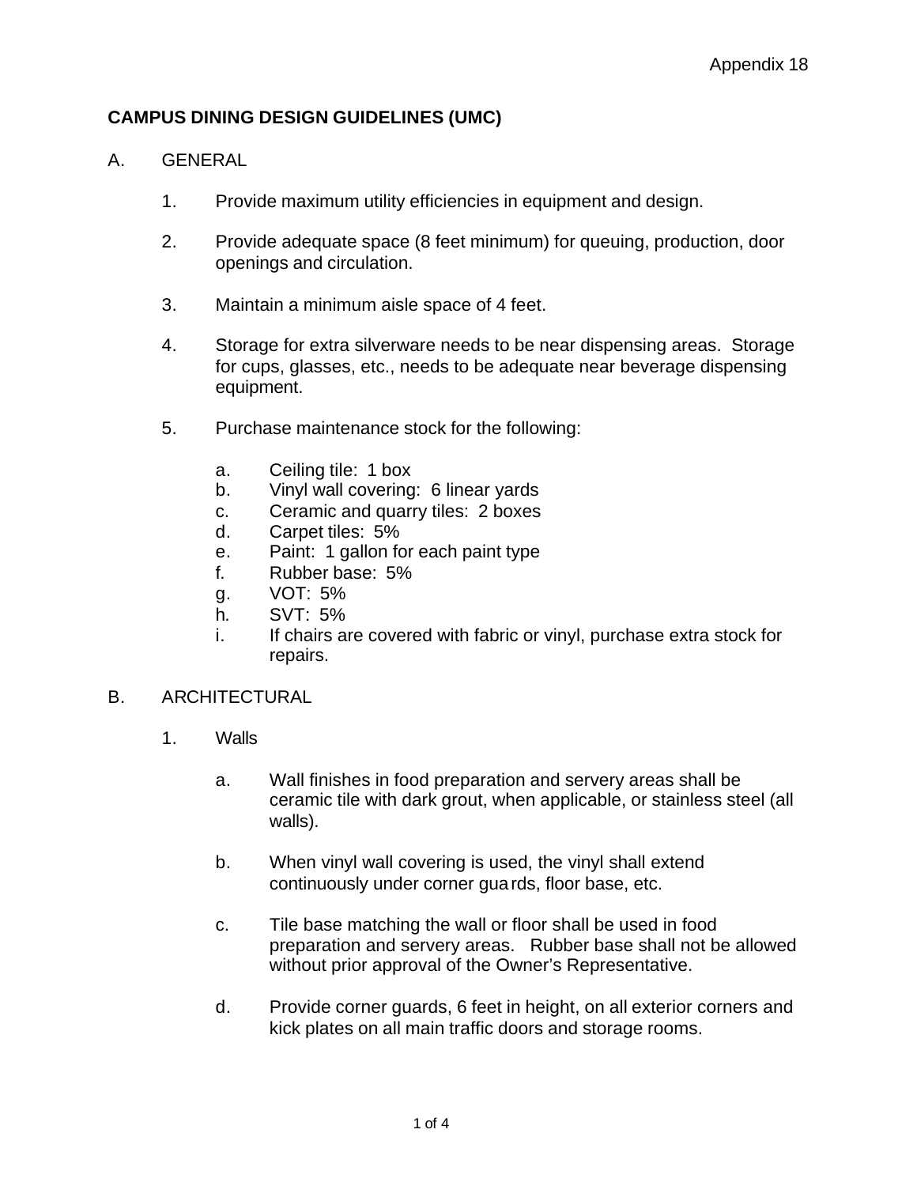Appendix 18

# CAMPUS DINING DESIGN GUIDELINES (UMC)

## A. GENERAL

1. Provide maximum utility efficiencies in equipment and design.

2. Provide adequate space (8 feet minimum) for queuing, production, door openings and circulation.

3. Maintain a minimum aisle space of 4 feet.

4. Storage for extra silverware needs to be near dispensing areas. Storage for cups, glasses, etc., needs to be adequate near beverage dispensing equipment.

5. Purchase maintenance stock for the following:

   a. Ceiling tile: 1 box
   b. Vinyl wall covering: 6 linear yards
   c. Ceramic and quarry tiles: 2 boxes
   d. Carpet tiles: 5%
   e. Paint: 1 gallon for each paint type
   f. Rubber base: 5%
   g. VOT: 5%
   h. SVT: 5%
   i. If chairs are covered with fabric or vinyl, purchase extra stock for repairs.

## B. ARCHITECTURAL

1. Walls

   a. Wall finishes in food preparation and servery areas shall be ceramic tile with dark grout, when applicable, or stainless steel (all walls).

   b. When vinyl wall covering is used, the vinyl shall extend continuously under corner guards, floor base, etc.

   c. Tile base matching the wall or floor shall be used in food preparation and servery areas. Rubber base shall not be allowed without prior approval of the Owner's Representative.

   d. Provide corner guards, 6 feet in height, on all exterior corners and kick plates on all main traffic doors and storage rooms.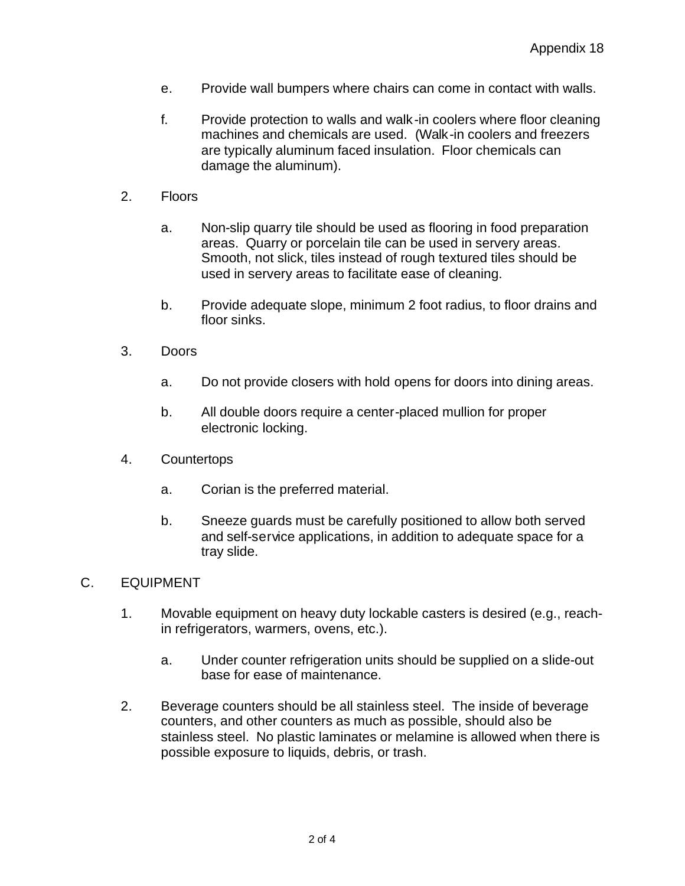e. Provide wall bumpers where chairs can come in contact with walls.

f. Provide protection to walls and walk-in coolers where floor cleaning machines and chemicals are used. (Walk-in coolers and freezers are typically aluminum faced insulation. Floor chemicals can damage the aluminum).

2. Floors

   a. Non-slip quarry tile should be used as flooring in food preparation areas. Quarry or porcelain tile can be used in servery areas. Smooth, not slick, tiles instead of rough textured tiles should be used in servery areas to facilitate ease of cleaning.

   b. Provide adequate slope, minimum 2 foot radius, to floor drains and floor sinks.

3. Doors

   a. Do not provide closers with hold opens for doors into dining areas.

   b. All double doors require a center-placed mullion for proper electronic locking.

4. Countertops

   a. Corian is the preferred material.

   b. Sneeze guards must be carefully positioned to allow both served and self-service applications, in addition to adequate space for a tray slide.

C. EQUIPMENT

1. Movable equipment on heavy duty lockable casters is desired (e.g., reach-in refrigerators, warmers, ovens, etc.).

   a. Under counter refrigeration units should be supplied on a slide-out base for ease of maintenance.

2. Beverage counters should be all stainless steel. The inside of beverage counters, and other counters as much as possible, should also be stainless steel. No plastic laminates or melamine is allowed when there is possible exposure to liquids, debris, or trash.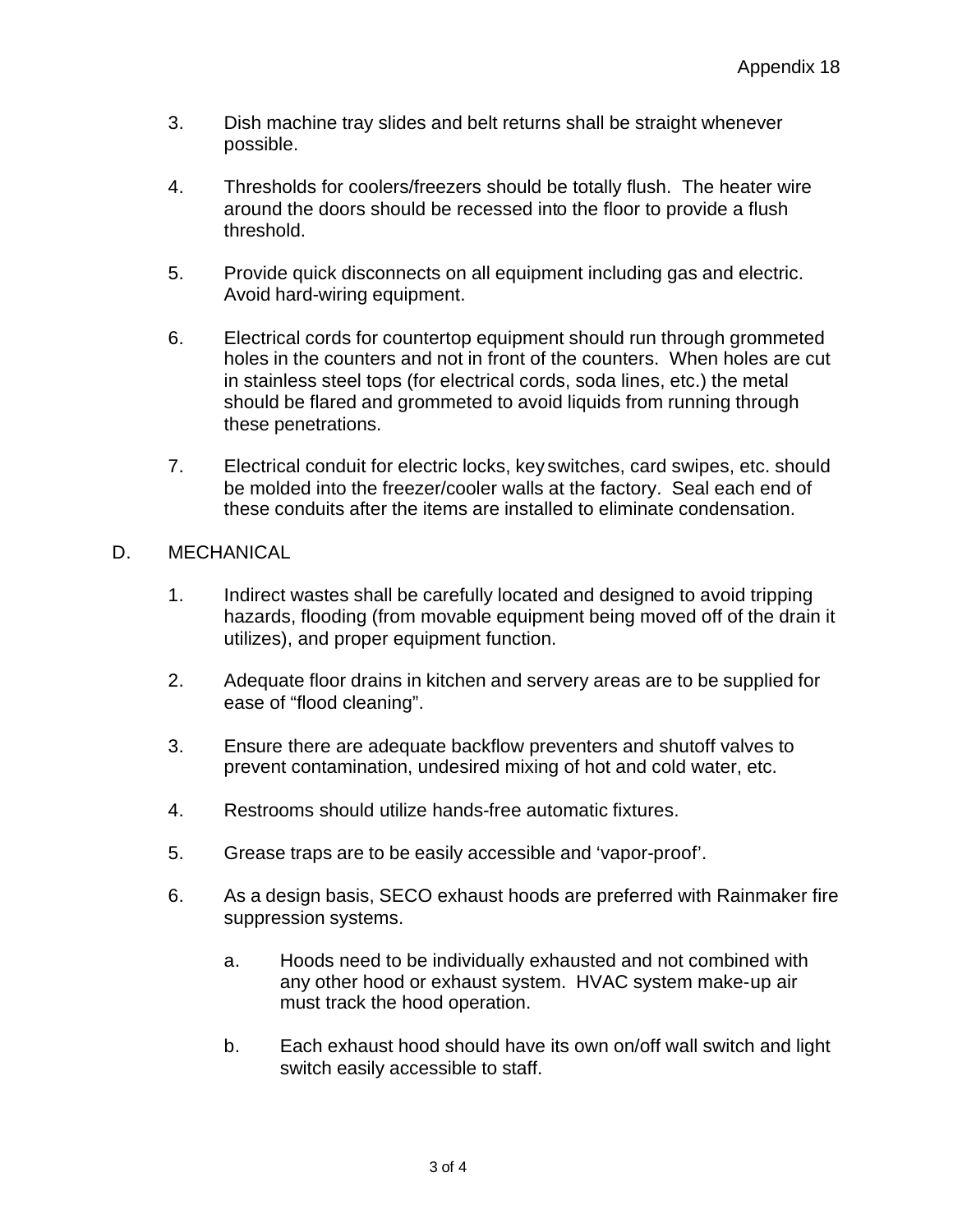3. Dish machine tray slides and belt returns shall be straight whenever possible.

4. Thresholds for coolers/freezers should be totally flush. The heater wire around the doors should be recessed into the floor to provide a flush threshold.

5. Provide quick disconnects on all equipment including gas and electric. Avoid hard-wiring equipment.

6. Electrical cords for countertop equipment should run through grommeted holes in the counters and not in front of the counters. When holes are cut in stainless steel tops (for electrical cords, soda lines, etc.) the metal should be flared and grommeted to avoid liquids from running through these penetrations.

7. Electrical conduit for electric locks, key switches, card swipes, etc. should be molded into the freezer/cooler walls at the factory. Seal each end of these conduits after the items are installed to eliminate condensation.

D. MECHANICAL

1. Indirect wastes shall be carefully located and designed to avoid tripping hazards, flooding (from movable equipment being moved off of the drain it utilizes), and proper equipment function.

2. Adequate floor drains in kitchen and servery areas are to be supplied for ease of “flood cleaning”.

3. Ensure there are adequate backflow preventers and shutoff valves to prevent contamination, undesired mixing of hot and cold water, etc.

4. Restrooms should utilize hands-free automatic fixtures.

5. Grease traps are to be easily accessible and ‘vapor-proof’.

6. As a design basis, SECO exhaust hoods are preferred with Rainmaker fire suppression systems.

   a. Hoods need to be individually exhausted and not combined with any other hood or exhaust system. HVAC system make-up air must track the hood operation.

   b. Each exhaust hood should have its own on/off wall switch and light switch easily accessible to staff.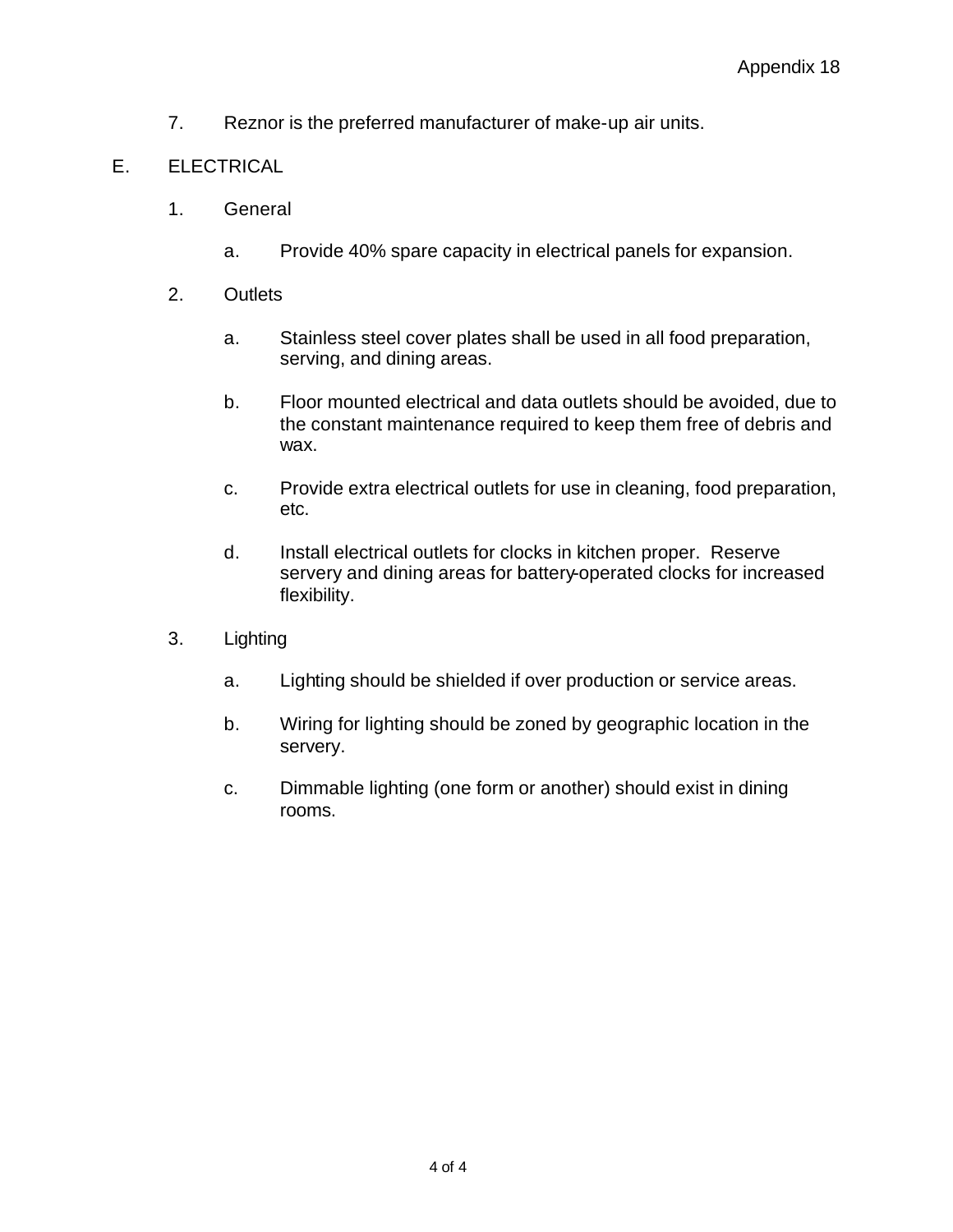7. Reznor is the preferred manufacturer of make-up air units.

E. ELECTRICAL

1. General

   a. Provide 40% spare capacity in electrical panels for expansion.

2. Outlets

   a. Stainless steel cover plates shall be used in all food preparation, serving, and dining areas.

   b. Floor mounted electrical and data outlets should be avoided, due to the constant maintenance required to keep them free of debris and wax.

   c. Provide extra electrical outlets for use in cleaning, food preparation, etc.

   d. Install electrical outlets for clocks in kitchen proper. Reserve servery and dining areas for battery-operated clocks for increased flexibility.

3. Lighting

   a. Lighting should be shielded if over production or service areas.

   b. Wiring for lighting should be zoned by geographic location in the servery.

   c. Dimmable lighting (one form or another) should exist in dining rooms.